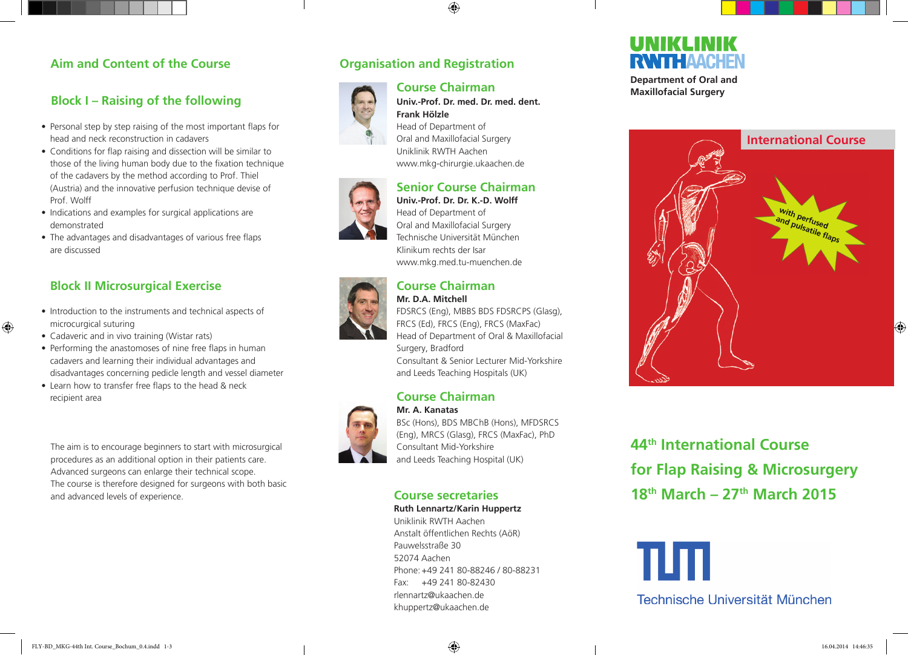## Aim and Content of the Course

### Block I – Raising of the following

- Personal step by step raising of the most important flaps for head and neck reconstruction in cadavers
- Conditions for flap raising and dissection will be similar to those of the living human body due to the fixation technique of the cadavers by the method according to Prof. Thiel (Austria) and the innovative perfusion technique devise of Prof. Wolff
- Indications and examples for surgical applications are demonstrated
- The advantages and disadvantages of various free flaps are discussed

### Block II Microsurgical Exercise

- Introduction to the instruments and technical aspects of microcurgical suturing
- Cadaveric and in vivo training (Wistar rats)
- Performing the anastomoses of nine free flaps in human cadavers and learning their individual advantages and disadvantages concerning pedicle length and vessel diameter
- Learn how to transfer free flaps to the head & neck recipient area

The aim is to encourage beginners to start with microsurgical procedures as an additional option in their patients care. Advanced surgeons can enlarge their technical scope. The course is therefore designed for surgeons with both basic and advanced levels of experience.

## Organisation and Registration

### Course Chairman

**Univ.-Prof. Dr. med. Dr. med. dent. Frank Hölzle**
Head of Department of
Oral and Maxillofacial Surgery
Uniklinik RWTH Aachen
www.mkg-chirurgie.ukaachen.de

### Senior Course Chairman

**Univ.-Prof. Dr. Dr. K.-D. Wolff**
Head of Department of
Oral and Maxillofacial Surgery
Technische Universität München
Klinikum rechts der Isar
www.mkg.med.tu-muenchen.de

### Course Chairman

**Mr. D.A. Mitchell**
FDSRCS (Eng), MBBS BDS FDSRCPS (Glasg), FRCS (Ed), FRCS (Eng), FRCS (MaxFac)
Head of Department of Oral & Maxillofacial Surgery, Bradford
Consultant & Senior Lecturer Mid-Yorkshire and Leeds Teaching Hospitals (UK)

### Course Chairman

**Mr. A. Kanatas**
BSc (Hons), BDS MBChB (Hons), MFDSRCS (Eng), MRCS (Glasg), FRCS (MaxFac), PhD
Consultant Mid-Yorkshire
and Leeds Teaching Hospital (UK)

### Course secretaries

**Ruth Lennartz/Karin Huppertz**
Uniklinik RWTH Aachen
Anstalt öffentlichen Rechts (AöR)
Pauwelsstraße 30
52074 Aachen
Phone: +49 241 80-88246 / 80-88231
Fax: +49 241 80-82430
rlennartz@ukaachen.de
khuppertz@ukaachen.de

UNIKLINIK RWTHAACHEN

**Department of Oral and Maxillofacial Surgery**

International Course

with perfused and pulsatile flaps

# 44th International Course for Flap Raising & Microsurgery 18th March – 27th March 2015

Technische Universität München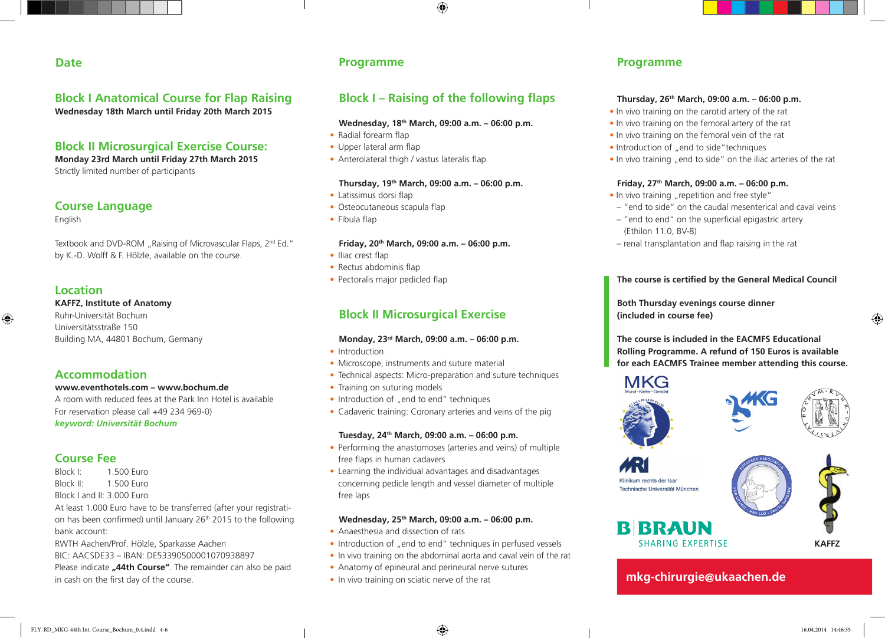## Date

### Block I Anatomical Course for Flap Raising

**Wednesday 18th March until Friday 20th March 2015**

### Block II Microsurgical Exercise Course:

**Monday 23rd March until Friday 27th March 2015**
Strictly limited number of participants

### Course Language

English

Textbook and DVD-ROM „Raising of Microvascular Flaps, 2nd Ed."
by K.-D. Wolff & F. Hölzle, available on the course.

### Location

**KAFFZ, Institute of Anatomy**
Ruhr-Universität Bochum
Universitätsstraße 150
Building MA, 44801 Bochum, Germany

### Accommodation

**www.eventhotels.com – www.bochum.de**
A room with reduced fees at the Park Inn Hotel is available
For reservation please call +49 234 969-0)
***keyword: Universität Bochum***

### Course Fee

Block I: 1.500 Euro
Block II: 1.500 Euro
Block I and II: 3.000 Euro
At least 1.000 Euro have to be transferred (after your registration has been confirmed) until January 26th 2015 to the following bank account:
RWTH Aachen/Prof. Hölze, Sparkasse Aachen
BIC: AACSDE33 – IBAN: DE53390500001070938897
Please indicate **„44th Course"**. The remainder can also be paid in cash on the first day of the course.

## Programme

### Block I – Raising of the following flaps

**Wednesday, 18th March, 09:00 a.m. – 06:00 p.m.**

- Radial forearm flap
- Upper lateral arm flap
- Anterolateral thigh / vastus lateralis flap

**Thursday, 19th March, 09:00 a.m. – 06:00 p.m.**

- Latissimus dorsi flap
- Osteocutaneous scapula flap
- Fibula flap

**Friday, 20th March, 09:00 a.m. – 06:00 p.m.**

- Iliac crest flap
- Rectus abdominis flap
- Pectoralis major pedicled flap

### Block II Microsurgical Exercise

**Monday, 23rd March, 09:00 a.m. – 06:00 p.m.**

- Introduction
- Microscope, instruments and suture material
- Technical aspects: Micro-preparation and suture techniques
- Training on suturing models
- Introduction of „end to end" techniques
- Cadaveric training: Coronary arteries and veins of the pig

**Tuesday, 24th March, 09:00 a.m. – 06:00 p.m.**

- Performing the anastomoses (arteries and veins) of multiple free flaps in human cadavers
- Learning the individual advantages and disadvantages concerning pedicle length and vessel diameter of multiple free laps

**Wednesday, 25th March, 09:00 a.m. – 06:00 p.m.**

- Anaesthesia and dissection of rats
- Introduction of „end to end" techniques in perfused vessels
- In vivo training on the abdominal aorta and caval vein of the rat
- Anatomy of epineural and perineural nerve sutures
- In vivo training on sciatic nerve of the rat

## Programme

**Thursday, 26th March, 09:00 a.m. – 06:00 p.m.**

- In vivo training on the carotid artery of the rat
- In vivo training on the femoral artery of the rat
- In vivo training on the femoral vein of the rat
- Introduction of „end to side"techniques
- In vivo training „end to side" on the iliac arteries of the rat

**Friday, 27th March, 09:00 a.m. – 06:00 p.m.**

- In vivo training „repetition and free style"
  - "end to side" on the caudal mesenterical and caval veins
  - "end to end" on the superficial epigastric artery (Ethilon 11.0, BV-8)
  - renal transplantation and flap raising in the rat

**The course is certified by the General Medical Council**

**Both Thursday evenings course dinner (included in course fee)**

**The course is included in the EACMFS Educational Rolling Programme. A refund of 150 Euros is available for each EACMFS Trainee member attending this course.**

MKG Mund-Kiefer-Gesicht Chirurgie

Klinikum rechts der Isar
Technische Universität München

B|BRAUN SHARING EXPERTISE

KAFFZ

**mkg-chirurgie@ukaachen.de**